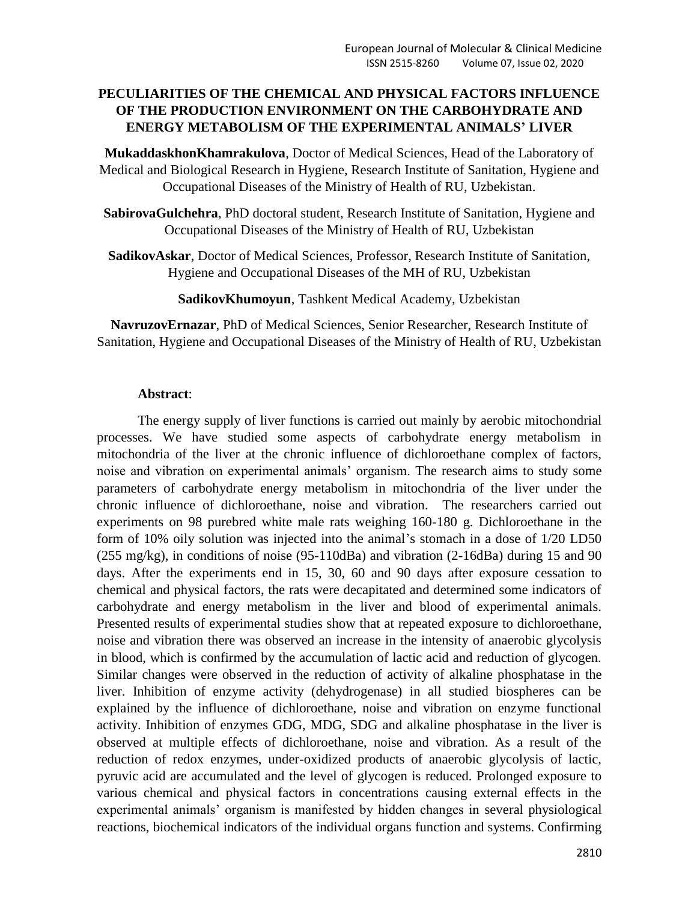# PECULIARITIES OF THE CHEMICAL AND PHYSICAL FACTORS INFLUENCE OF THE PRODUCTION ENVIRONMENT ON THE CARBOHYDRATE AND ENERGY METABOLISM OF THE EXPERIMENTAL ANIMALS' LIVER

**MukaddaskhonKhamrakulova**, Doctor of Medical Sciences, Head of the Laboratory of Medical and Biological Research in Hygiene, Research Institute of Sanitation, Hygiene and Occupational Diseases of the Ministry of Health of RU, Uzbekistan.

**SabirovaGulchehra**, PhD doctoral student, Research Institute of Sanitation, Hygiene and Occupational Diseases of the Ministry of Health of RU, Uzbekistan

**SadikovAskar**, Doctor of Medical Sciences, Professor, Research Institute of Sanitation, Hygiene and Occupational Diseases of the MH of RU, Uzbekistan

**SadikovKhumoyun**, Tashkent Medical Academy, Uzbekistan

**NavruzovErnazar**, PhD of Medical Sciences, Senior Researcher, Research Institute of Sanitation, Hygiene and Occupational Diseases of the Ministry of Health of RU, Uzbekistan

**Abstract**:

The energy supply of liver functions is carried out mainly by aerobic mitochondrial processes. We have studied some aspects of carbohydrate energy metabolism in mitochondria of the liver at the chronic influence of dichloroethane complex of factors, noise and vibration on experimental animals' organism. The research aims to study some parameters of carbohydrate energy metabolism in mitochondria of the liver under the chronic influence of dichloroethane, noise and vibration. The researchers carried out experiments on 98 purebred white male rats weighing 160-180 g. Dichloroethane in the form of 10% oily solution was injected into the animal's stomach in a dose of 1/20 LD50 (255 mg/kg), in conditions of noise (95-110dBa) and vibration (2-16dBa) during 15 and 90 days. After the experiments end in 15, 30, 60 and 90 days after exposure cessation to chemical and physical factors, the rats were decapitated and determined some indicators of carbohydrate and energy metabolism in the liver and blood of experimental animals. Presented results of experimental studies show that at repeated exposure to dichloroethane, noise and vibration there was observed an increase in the intensity of anaerobic glycolysis in blood, which is confirmed by the accumulation of lactic acid and reduction of glycogen. Similar changes were observed in the reduction of activity of alkaline phosphatase in the liver. Inhibition of enzyme activity (dehydrogenase) in all studied biospheres can be explained by the influence of dichloroethane, noise and vibration on enzyme functional activity. Inhibition of enzymes GDG, MDG, SDG and alkaline phosphatase in the liver is observed at multiple effects of dichloroethane, noise and vibration. As a result of the reduction of redox enzymes, under-oxidized products of anaerobic glycolysis of lactic, pyruvic acid are accumulated and the level of glycogen is reduced. Prolonged exposure to various chemical and physical factors in concentrations causing external effects in the experimental animals' organism is manifested by hidden changes in several physiological reactions, biochemical indicators of the individual organs function and systems. Confirming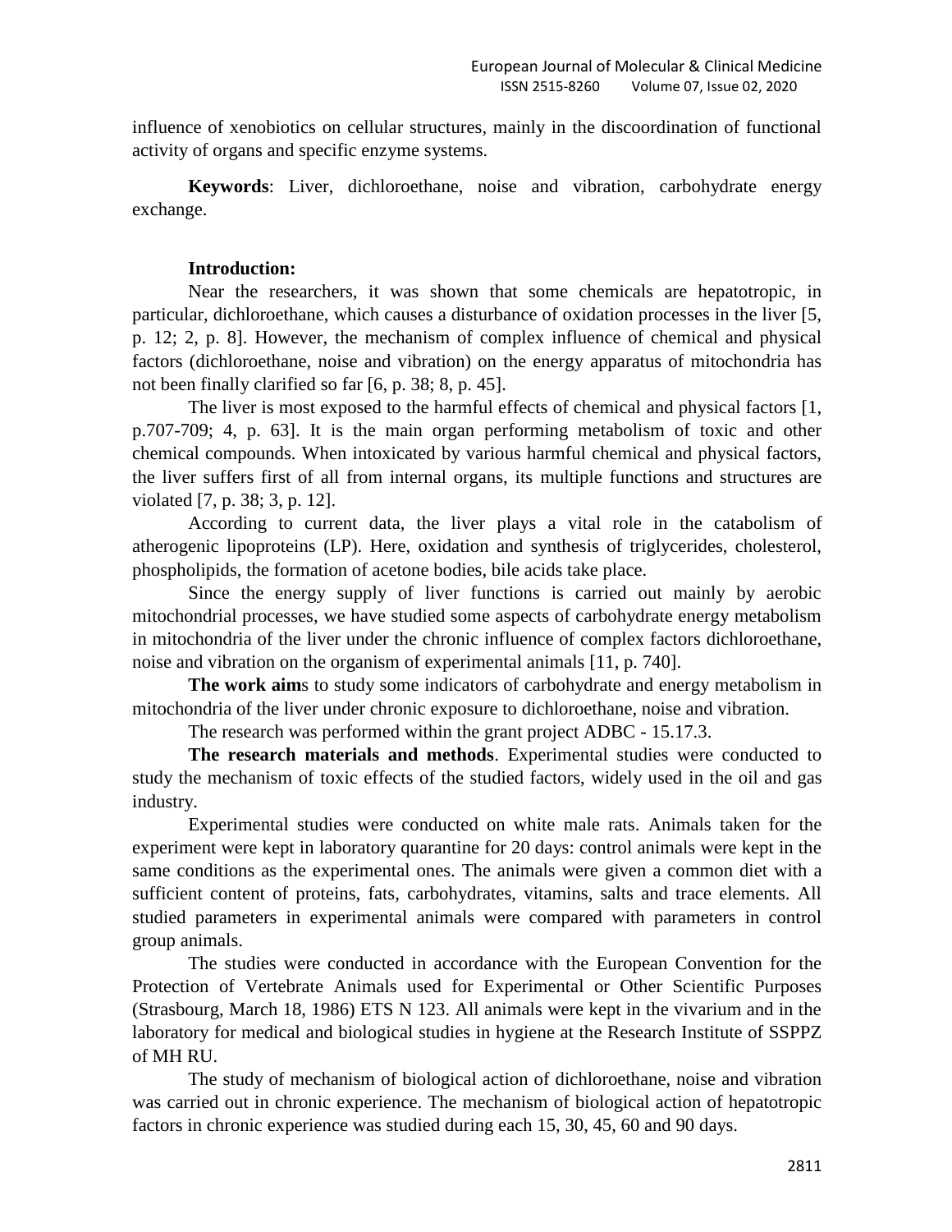influence of xenobiotics on cellular structures, mainly in the discoordination of functional activity of organs and specific enzyme systems.

**Keywords**: Liver, dichloroethane, noise and vibration, carbohydrate energy exchange.

**Introduction:**

Near the researchers, it was shown that some chemicals are hepatotropic, in particular, dichloroethane, which causes a disturbance of oxidation processes in the liver [5, p. 12; 2, p. 8]. However, the mechanism of complex influence of chemical and physical factors (dichloroethane, noise and vibration) on the energy apparatus of mitochondria has not been finally clarified so far [6, p. 38; 8, p. 45].

The liver is most exposed to the harmful effects of chemical and physical factors [1, p.707-709; 4, p. 63]. It is the main organ performing metabolism of toxic and other chemical compounds. When intoxicated by various harmful chemical and physical factors, the liver suffers first of all from internal organs, its multiple functions and structures are violated [7, p. 38; 3, p. 12].

According to current data, the liver plays a vital role in the catabolism of atherogenic lipoproteins (LP). Here, oxidation and synthesis of triglycerides, cholesterol, phospholipids, the formation of acetone bodies, bile acids take place.

Since the energy supply of liver functions is carried out mainly by aerobic mitochondrial processes, we have studied some aspects of carbohydrate energy metabolism in mitochondria of the liver under the chronic influence of complex factors dichloroethane, noise and vibration on the organism of experimental animals [11, p. 740].

**The work aim**s to study some indicators of carbohydrate and energy metabolism in mitochondria of the liver under chronic exposure to dichloroethane, noise and vibration.

The research was performed within the grant project ADBC - 15.17.3.

**The research materials and methods**. Experimental studies were conducted to study the mechanism of toxic effects of the studied factors, widely used in the oil and gas industry.

Experimental studies were conducted on white male rats. Animals taken for the experiment were kept in laboratory quarantine for 20 days: control animals were kept in the same conditions as the experimental ones. The animals were given a common diet with a sufficient content of proteins, fats, carbohydrates, vitamins, salts and trace elements. All studied parameters in experimental animals were compared with parameters in control group animals.

The studies were conducted in accordance with the European Convention for the Protection of Vertebrate Animals used for Experimental or Other Scientific Purposes (Strasbourg, March 18, 1986) ETS N 123. All animals were kept in the vivarium and in the laboratory for medical and biological studies in hygiene at the Research Institute of SSPPZ of MH RU.

The study of mechanism of biological action of dichloroethane, noise and vibration was carried out in chronic experience. The mechanism of biological action of hepatotropic factors in chronic experience was studied during each 15, 30, 45, 60 and 90 days.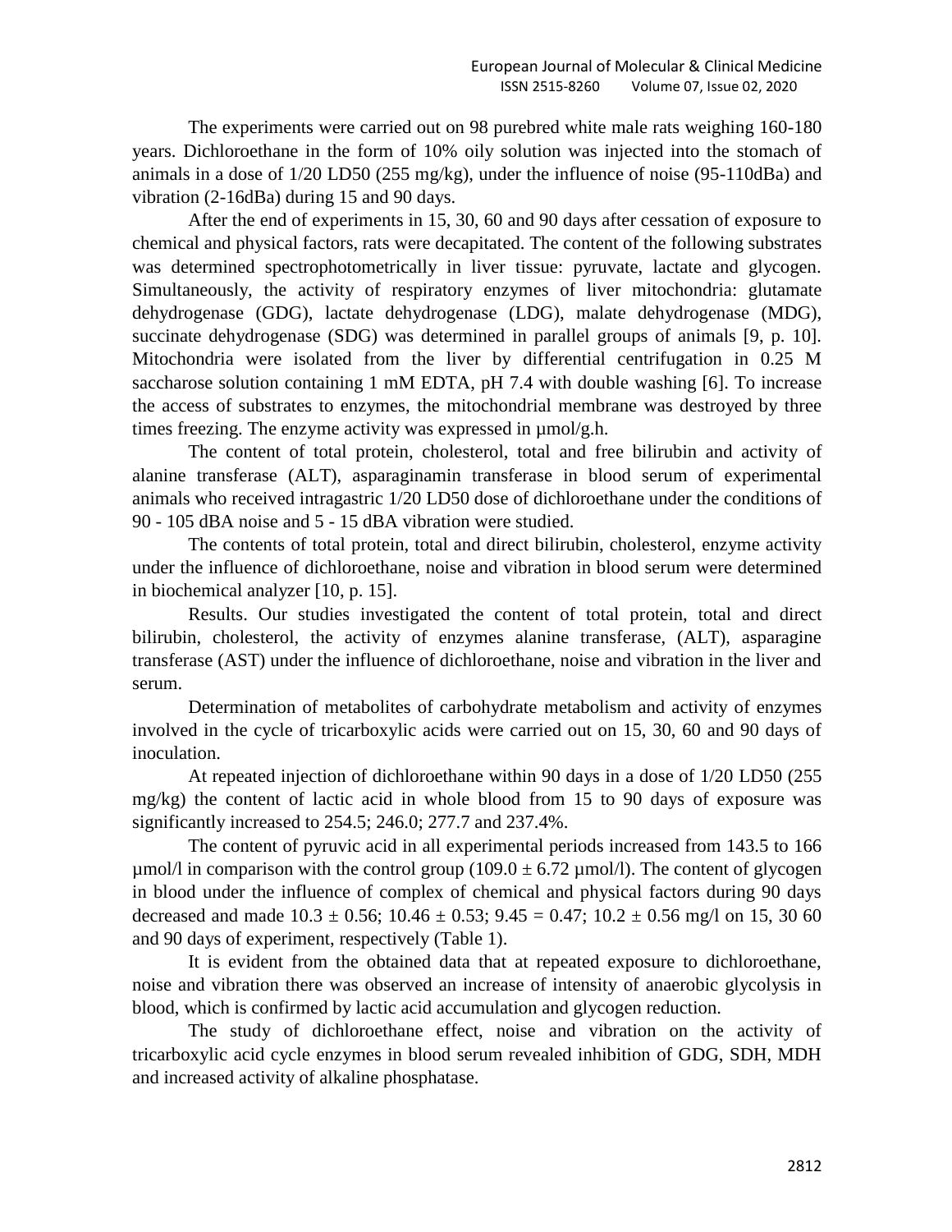The experiments were carried out on 98 purebred white male rats weighing 160-180 years. Dichloroethane in the form of 10% oily solution was injected into the stomach of animals in a dose of 1/20 LD50 (255 mg/kg), under the influence of noise (95-110dBa) and vibration (2-16dBa) during 15 and 90 days.

After the end of experiments in 15, 30, 60 and 90 days after cessation of exposure to chemical and physical factors, rats were decapitated. The content of the following substrates was determined spectrophotometrically in liver tissue: pyruvate, lactate and glycogen. Simultaneously, the activity of respiratory enzymes of liver mitochondria: glutamate dehydrogenase (GDG), lactate dehydrogenase (LDG), malate dehydrogenase (MDG), succinate dehydrogenase (SDG) was determined in parallel groups of animals [9, p. 10]. Mitochondria were isolated from the liver by differential centrifugation in 0.25 M saccharose solution containing 1 mM EDTA, pH 7.4 with double washing [6]. To increase the access of substrates to enzymes, the mitochondrial membrane was destroyed by three times freezing. The enzyme activity was expressed in µmol/g.h.

The content of total protein, cholesterol, total and free bilirubin and activity of alanine transferase (ALT), asparaginamin transferase in blood serum of experimental animals who received intragastric 1/20 LD50 dose of dichloroethane under the conditions of 90 - 105 dBA noise and 5 - 15 dBA vibration were studied.

The contents of total protein, total and direct bilirubin, cholesterol, enzyme activity under the influence of dichloroethane, noise and vibration in blood serum were determined in biochemical analyzer [10, p. 15].

Results. Our studies investigated the content of total protein, total and direct bilirubin, cholesterol, the activity of enzymes alanine transferase, (ALT), asparagine transferase (AST) under the influence of dichloroethane, noise and vibration in the liver and serum.

Determination of metabolites of carbohydrate metabolism and activity of enzymes involved in the cycle of tricarboxylic acids were carried out on 15, 30, 60 and 90 days of inoculation.

At repeated injection of dichloroethane within 90 days in a dose of 1/20 LD50 (255 mg/kg) the content of lactic acid in whole blood from 15 to 90 days of exposure was significantly increased to 254.5; 246.0; 277.7 and 237.4%.

The content of pyruvic acid in all experimental periods increased from 143.5 to 166 µmol/l in comparison with the control group ($109.0 \pm 6.72$ µmol/l). The content of glycogen in blood under the influence of complex of chemical and physical factors during 90 days decreased and made $10.3 \pm 0.56$; $10.46 \pm 0.53$; $9.45 = 0.47$; $10.2 \pm 0.56$ mg/l on 15, 30 60 and 90 days of experiment, respectively (Table 1).

It is evident from the obtained data that at repeated exposure to dichloroethane, noise and vibration there was observed an increase of intensity of anaerobic glycolysis in blood, which is confirmed by lactic acid accumulation and glycogen reduction.

The study of dichloroethane effect, noise and vibration on the activity of tricarboxylic acid cycle enzymes in blood serum revealed inhibition of GDG, SDH, MDH and increased activity of alkaline phosphatase.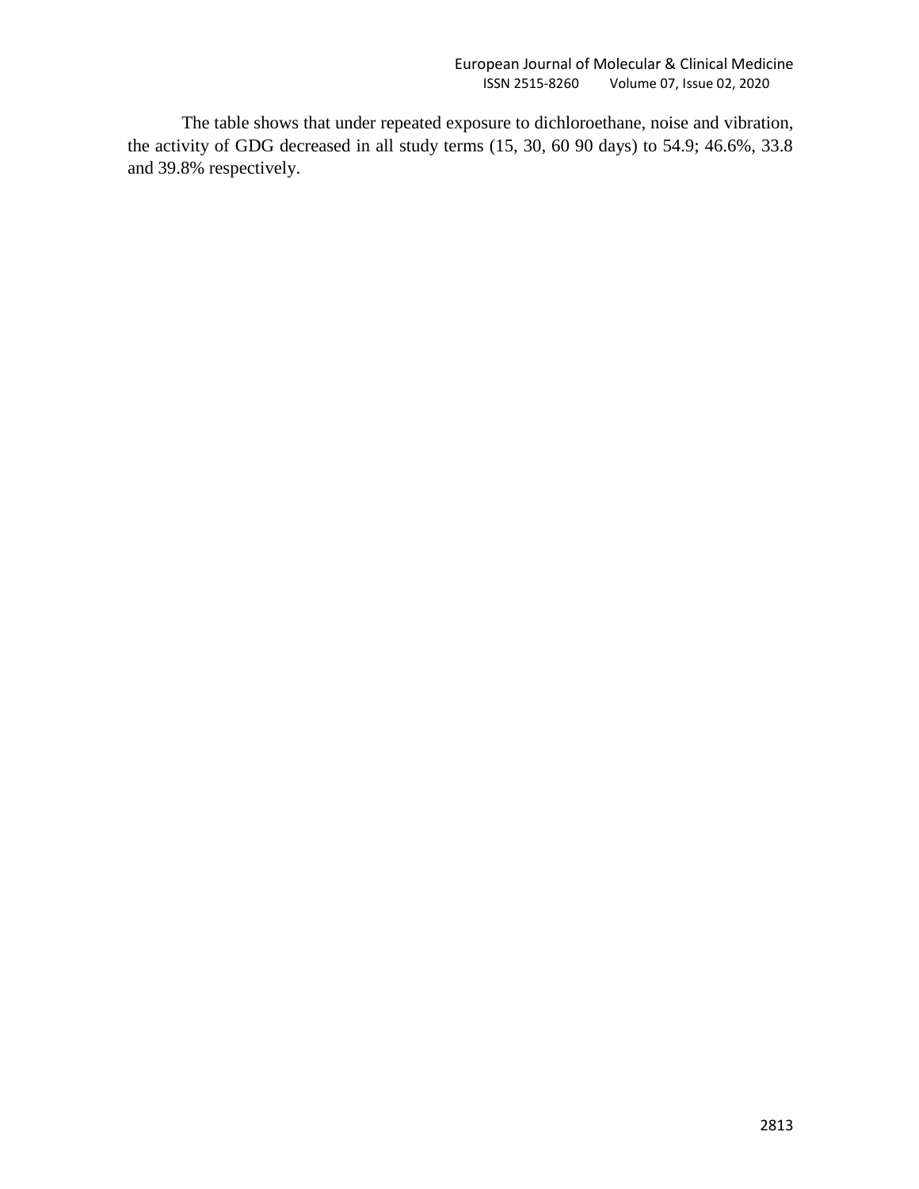The table shows that under repeated exposure to dichloroethane, noise and vibration, the activity of GDG decreased in all study terms (15, 30, 60 90 days) to 54.9; 46.6%, 33.8 and 39.8% respectively.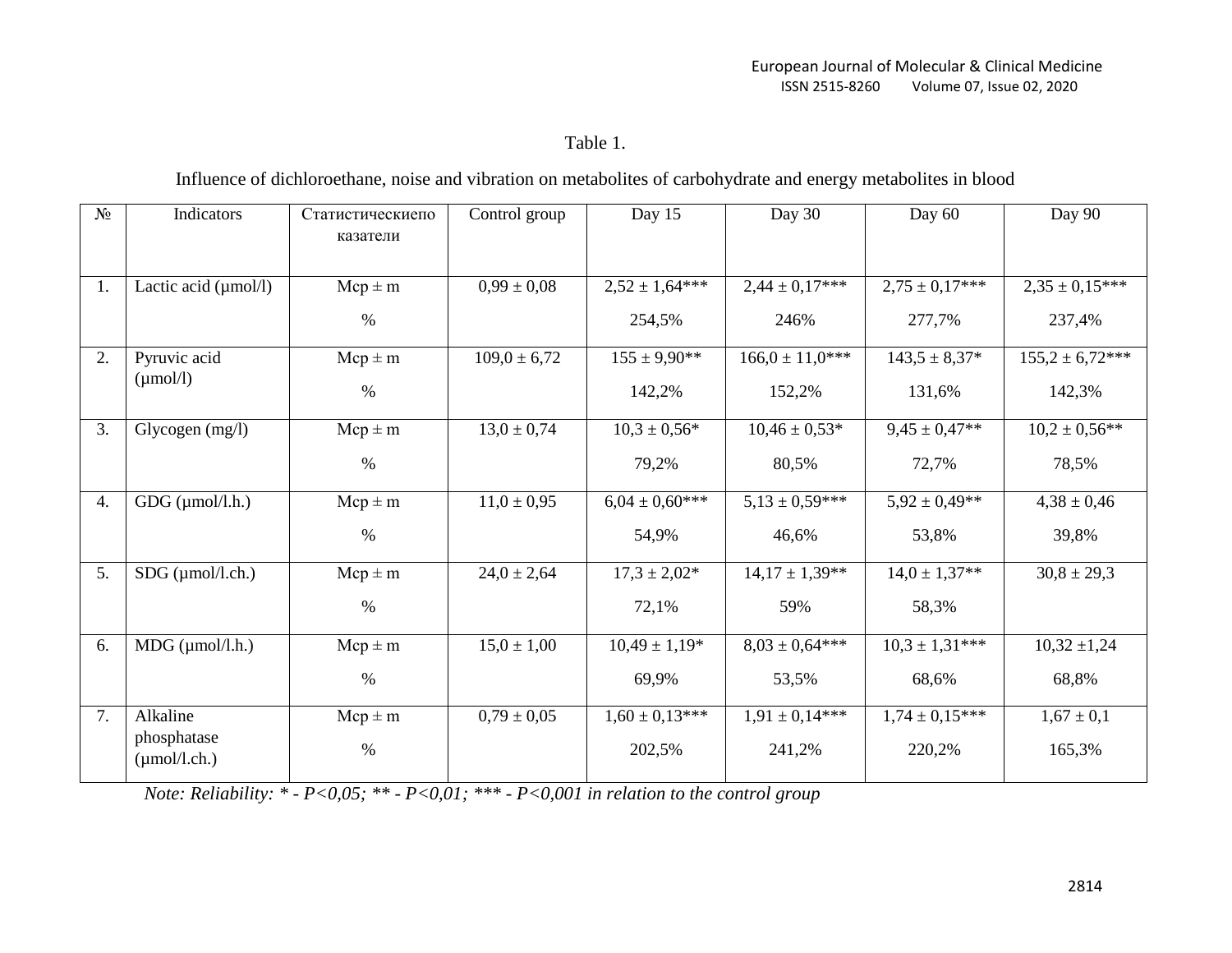Table 1.

Influence of dichloroethane, noise and vibration on metabolites of carbohydrate and energy metabolites in blood

| № | Indicators | Статистическиепо казатели | Control group | Day 15 | Day 30 | Day 60 | Day 90 |
|---|---|---|---|---|---|---|---|
| 1. | Lactic acid (μmol/l) | Mcp ± m<br>% | 0,99 ± 0,08 | 2,52 ± 1,64***<br>254,5% | 2,44 ± 0,17***<br>246% | 2,75 ± 0,17***<br>277,7% | 2,35 ± 0,15***<br>237,4% |
| 2. | Pyruvic acid (μmol/l) | Mcp ± m<br>% | 109,0 ± 6,72 | 155 ± 9,90**<br>142,2% | 166,0 ± 11,0***<br>152,2% | 143,5 ± 8,37*<br>131,6% | 155,2 ± 6,72***<br>142,3% |
| 3. | Glycogen (mg/l) | Mcp ± m<br>% | 13,0 ± 0,74 | 10,3 ± 0,56*<br>79,2% | 10,46 ± 0,53*<br>80,5% | 9,45 ± 0,47**<br>72,7% | 10,2 ± 0,56**<br>78,5% |
| 4. | GDG (μmol/l.h.) | Mcp ± m<br>% | 11,0 ± 0,95 | 6,04 ± 0,60***<br>54,9% | 5,13 ± 0,59***<br>46,6% | 5,92 ± 0,49**<br>53,8% | 4,38 ± 0,46<br>39,8% |
| 5. | SDG (μmol/l.ch.) | Mcp ± m<br>% | 24,0 ± 2,64 | 17,3 ± 2,02*<br>72,1% | 14,17 ± 1,39**<br>59% | 14,0 ± 1,37**<br>58,3% | 30,8 ± 29,3 |
| 6. | MDG (μmol/l.h.) | Mcp ± m<br>% | 15,0 ± 1,00 | 10,49 ± 1,19*<br>69,9% | 8,03 ± 0,64***<br>53,5% | 10,3 ± 1,31***<br>68,6% | 10,32 ±1,24<br>68,8% |
| 7. | Alkaline phosphatase (μmol/l.ch.) | Mcp ± m<br>% | 0,79 ± 0,05 | 1,60 ± 0,13***<br>202,5% | 1,91 ± 0,14***<br>241,2% | 1,74 ± 0,15***<br>220,2% | 1,67 ± 0,1<br>165,3% |

*Note: Reliability: * - P<0,05; ** - P<0,01; *** - P<0,001 in relation to the control group*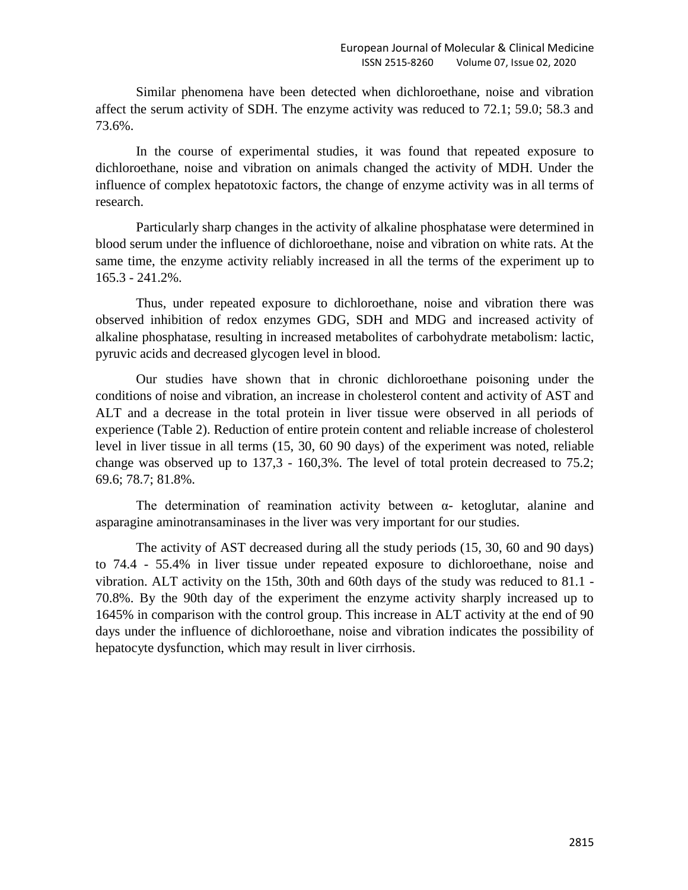Similar phenomena have been detected when dichloroethane, noise and vibration affect the serum activity of SDH. The enzyme activity was reduced to 72.1; 59.0; 58.3 and 73.6%.

In the course of experimental studies, it was found that repeated exposure to dichloroethane, noise and vibration on animals changed the activity of MDH. Under the influence of complex hepatotoxic factors, the change of enzyme activity was in all terms of research.

Particularly sharp changes in the activity of alkaline phosphatase were determined in blood serum under the influence of dichloroethane, noise and vibration on white rats. At the same time, the enzyme activity reliably increased in all the terms of the experiment up to 165.3 - 241.2%.

Thus, under repeated exposure to dichloroethane, noise and vibration there was observed inhibition of redox enzymes GDG, SDH and MDG and increased activity of alkaline phosphatase, resulting in increased metabolites of carbohydrate metabolism: lactic, pyruvic acids and decreased glycogen level in blood.

Our studies have shown that in chronic dichloroethane poisoning under the conditions of noise and vibration, an increase in cholesterol content and activity of AST and ALT and a decrease in the total protein in liver tissue were observed in all periods of experience (Table 2). Reduction of entire protein content and reliable increase of cholesterol level in liver tissue in all terms (15, 30, 60 90 days) of the experiment was noted, reliable change was observed up to 137,3 - 160,3%. The level of total protein decreased to 75.2; 69.6; 78.7; 81.8%.

The determination of reamination activity between α- ketoglutar, alanine and asparagine aminotransaminases in the liver was very important for our studies.

The activity of AST decreased during all the study periods (15, 30, 60 and 90 days) to 74.4 - 55.4% in liver tissue under repeated exposure to dichloroethane, noise and vibration. ALT activity on the 15th, 30th and 60th days of the study was reduced to 81.1 - 70.8%. By the 90th day of the experiment the enzyme activity sharply increased up to 1645% in comparison with the control group. This increase in ALT activity at the end of 90 days under the influence of dichloroethane, noise and vibration indicates the possibility of hepatocyte dysfunction, which may result in liver cirrhosis.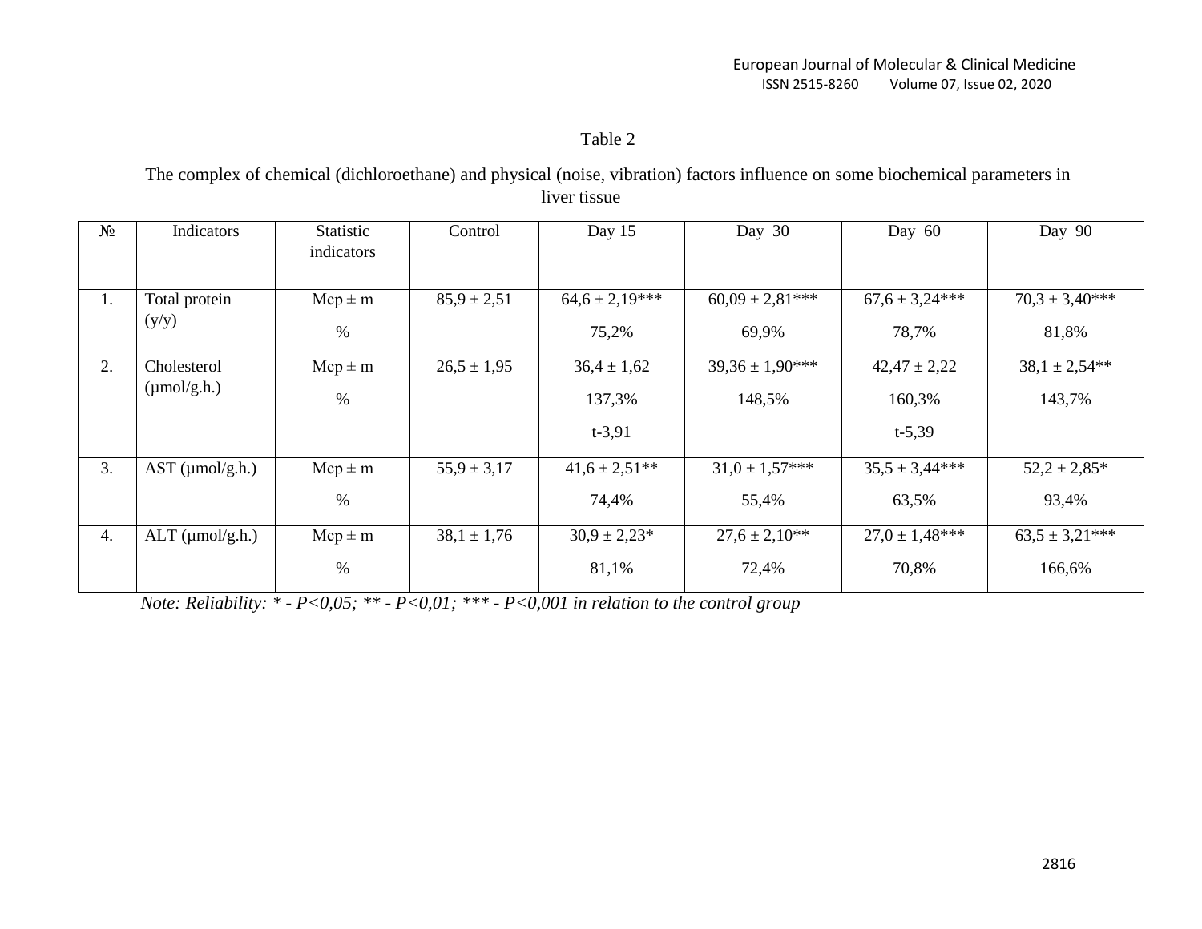Table 2

The complex of chemical (dichloroethane) and physical (noise, vibration) factors influence on some biochemical parameters in liver tissue

| № | Indicators | Statistic indicators | Control | Day 15 | Day 30 | Day 60 | Day 90 |
|---|---|---|---|---|---|---|---|
| 1. | Total protein (y/y) | Mср ± m | 85,9 ± 2,51 | 64,6 ± 2,19*** | 60,09 ± 2,81*** | 67,6 ± 3,24*** | 70,3 ± 3,40*** |
| | | % | | 75,2% | 69,9% | 78,7% | 81,8% |
| 2. | Cholesterol (μmol/g.h.) | Mср ± m | 26,5 ± 1,95 | 36,4 ± 1,62 | 39,36 ± 1,90*** | 42,47 ± 2,22 | 38,1 ± 2,54** |
| | | % | | 137,3% | 148,5% | 160,3% | 143,7% |
| | | | | t-3,91 | | t-5,39 | |
| 3. | AST (μmol/g.h.) | Mср ± m | 55,9 ± 3,17 | 41,6 ± 2,51** | 31,0 ± 1,57*** | 35,5 ± 3,44*** | 52,2 ± 2,85* |
| | | % | | 74,4% | 55,4% | 63,5% | 93,4% |
| 4. | ALT (μmol/g.h.) | Mср ± m | 38,1 ± 1,76 | 30,9 ± 2,23* | 27,6 ± 2,10** | 27,0 ± 1,48*** | 63,5 ± 3,21*** |
| | | % | | 81,1% | 72,4% | 70,8% | 166,6% |

*Note: Reliability: * - $P<0,05$; ** - $P<0,01$; *** - $P<0,001$ in relation to the control group*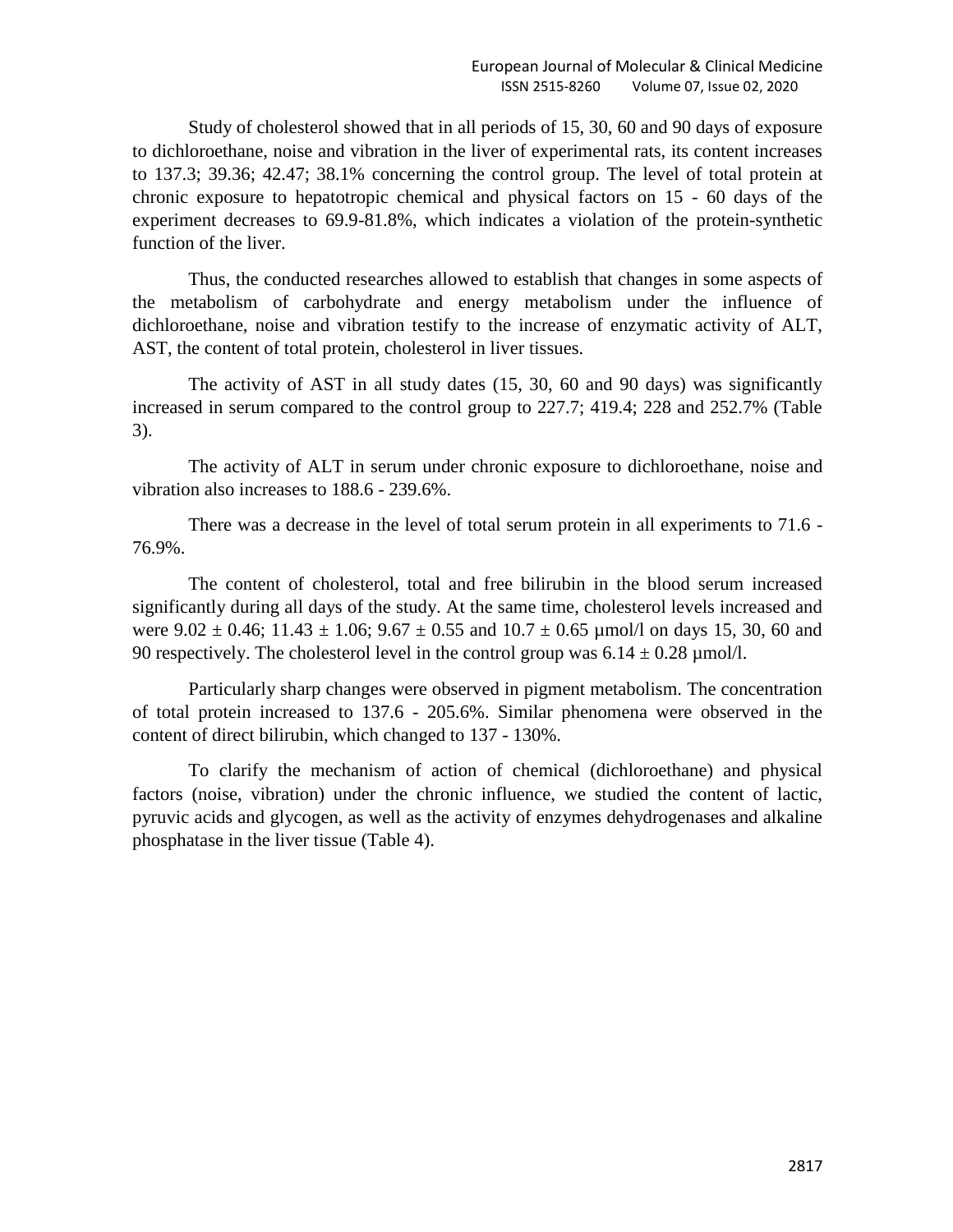Study of cholesterol showed that in all periods of 15, 30, 60 and 90 days of exposure to dichloroethane, noise and vibration in the liver of experimental rats, its content increases to 137.3; 39.36; 42.47; 38.1% concerning the control group. The level of total protein at chronic exposure to hepatotropic chemical and physical factors on 15 - 60 days of the experiment decreases to 69.9-81.8%, which indicates a violation of the protein-synthetic function of the liver.

Thus, the conducted researches allowed to establish that changes in some aspects of the metabolism of carbohydrate and energy metabolism under the influence of dichloroethane, noise and vibration testify to the increase of enzymatic activity of ALT, AST, the content of total protein, cholesterol in liver tissues.

The activity of AST in all study dates (15, 30, 60 and 90 days) was significantly increased in serum compared to the control group to 227.7; 419.4; 228 and 252.7% (Table 3).

The activity of ALT in serum under chronic exposure to dichloroethane, noise and vibration also increases to 188.6 - 239.6%.

There was a decrease in the level of total serum protein in all experiments to 71.6 - 76.9%.

The content of cholesterol, total and free bilirubin in the blood serum increased significantly during all days of the study. At the same time, cholesterol levels increased and were $9.02 \pm 0.46$; $11.43 \pm 1.06$; $9.67 \pm 0.55$ and $10.7 \pm 0.65$ µmol/l on days 15, 30, 60 and 90 respectively. The cholesterol level in the control group was $6.14 \pm 0.28$ µmol/l.

Particularly sharp changes were observed in pigment metabolism. The concentration of total protein increased to 137.6 - 205.6%. Similar phenomena were observed in the content of direct bilirubin, which changed to 137 - 130%.

To clarify the mechanism of action of chemical (dichloroethane) and physical factors (noise, vibration) under the chronic influence, we studied the content of lactic, pyruvic acids and glycogen, as well as the activity of enzymes dehydrogenases and alkaline phosphatase in the liver tissue (Table 4).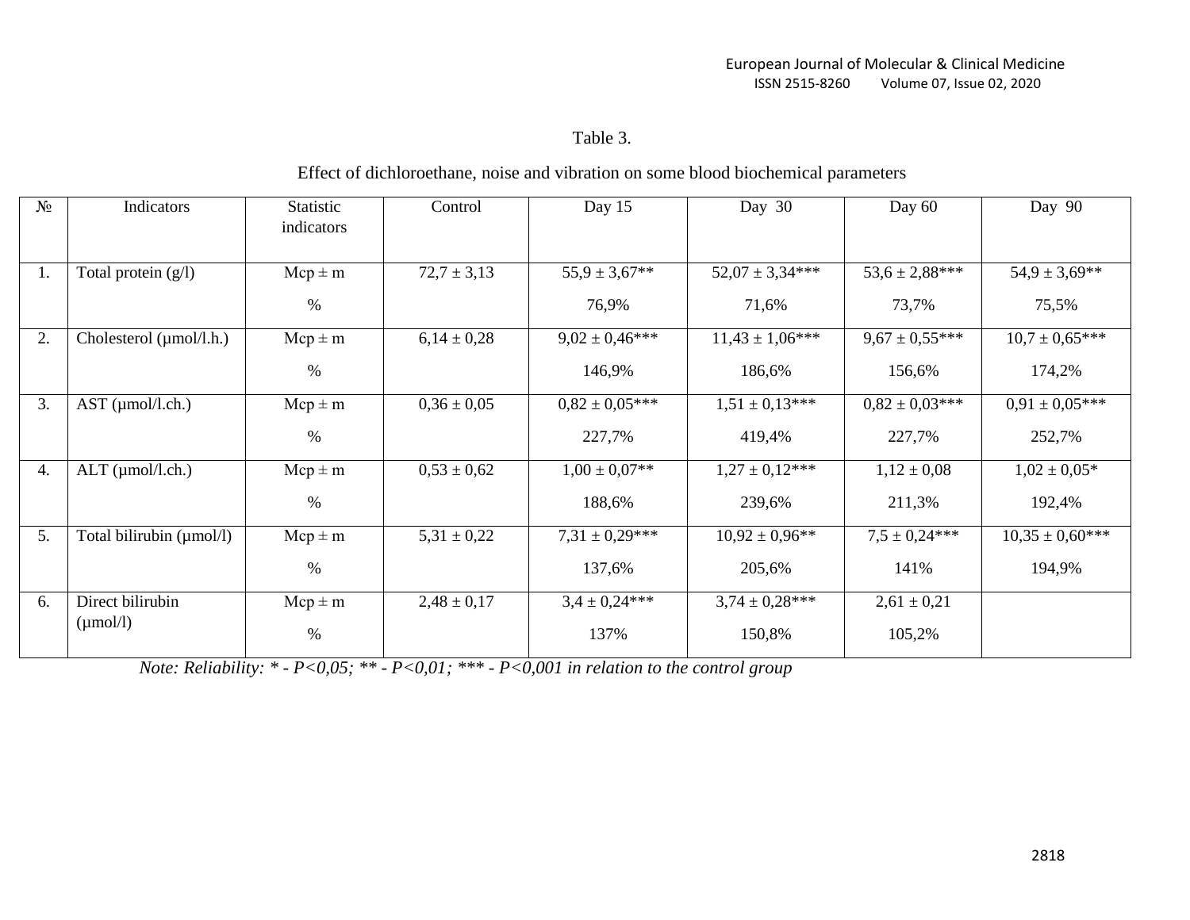Table 3.

Effect of dichloroethane, noise and vibration on some blood biochemical parameters

| № | Indicators | Statistic indicators | Control | Day 15 | Day 30 | Day 60 | Day 90 |
|---|---|---|---|---|---|---|---|
| 1. | Total protein (g/l) | Mcp ± m | 72,7 ± 3,13 | 55,9 ± 3,67** | 52,07 ± 3,34*** | 53,6 ± 2,88*** | 54,9 ± 3,69** |
| | | % | | 76,9% | 71,6% | 73,7% | 75,5% |
| 2. | Cholesterol (μmol/l.h.) | Mcp ± m | 6,14 ± 0,28 | 9,02 ± 0,46*** | 11,43 ± 1,06*** | 9,67 ± 0,55*** | 10,7 ± 0,65*** |
| | | % | | 146,9% | 186,6% | 156,6% | 174,2% |
| 3. | AST (μmol/l.ch.) | Mcp ± m | 0,36 ± 0,05 | 0,82 ± 0,05*** | 1,51 ± 0,13*** | 0,82 ± 0,03*** | 0,91 ± 0,05*** |
| | | % | | 227,7% | 419,4% | 227,7% | 252,7% |
| 4. | ALT (μmol/l.ch.) | Mcp ± m | 0,53 ± 0,62 | 1,00 ± 0,07** | 1,27 ± 0,12*** | 1,12 ± 0,08 | 1,02 ± 0,05* |
| | | % | | 188,6% | 239,6% | 211,3% | 192,4% |
| 5. | Total bilirubin (μmol/l) | Mcp ± m | 5,31 ± 0,22 | 7,31 ± 0,29*** | 10,92 ± 0,96** | 7,5 ± 0,24*** | 10,35 ± 0,60*** |
| | | % | | 137,6% | 205,6% | 141% | 194,9% |
| 6. | Direct bilirubin (μmol/l) | Mcp ± m | 2,48 ± 0,17 | 3,4 ± 0,24*** | 3,74 ± 0,28*** | 2,61 ± 0,21 | |
| | | % | | 137% | 150,8% | 105,2% | |

*Note: Reliability: * - P<0,05; ** - P<0,01; *** - P<0,001 in relation to the control group*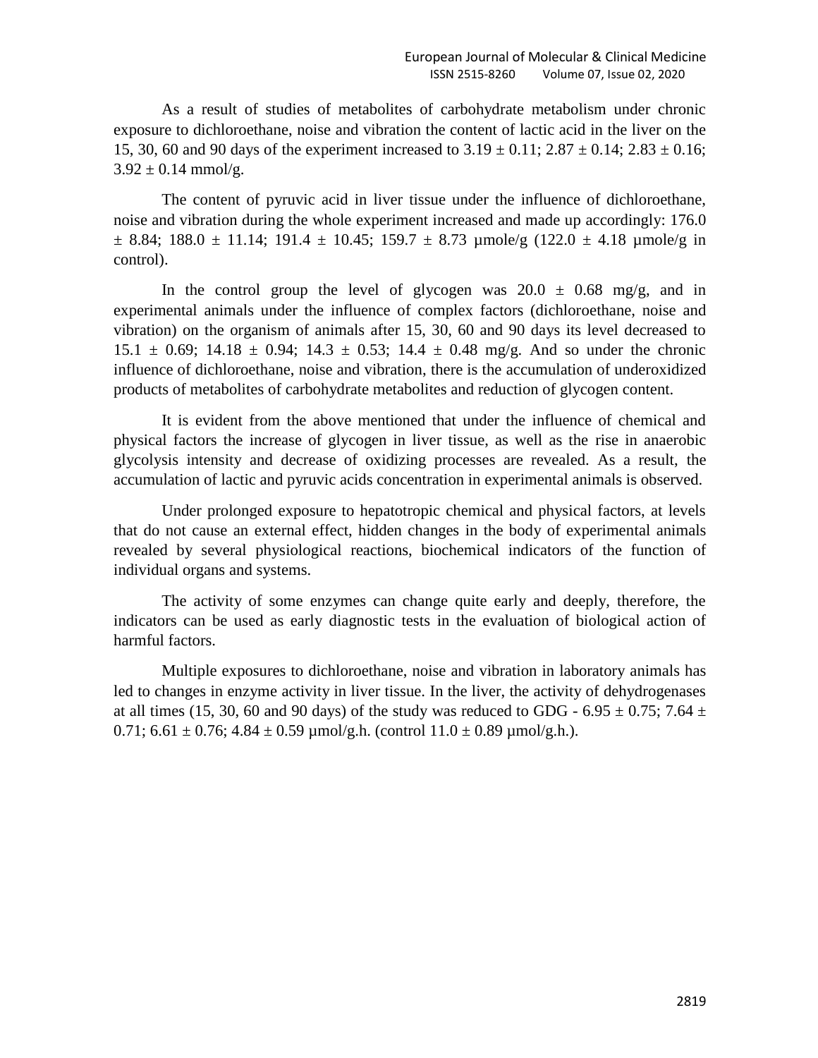As a result of studies of metabolites of carbohydrate metabolism under chronic exposure to dichloroethane, noise and vibration the content of lactic acid in the liver on the 15, 30, 60 and 90 days of the experiment increased to $3.19 \pm 0.11$; $2.87 \pm 0.14$; $2.83 \pm 0.16$; $3.92 \pm 0.14$ mmol/g.

The content of pyruvic acid in liver tissue under the influence of dichloroethane, noise and vibration during the whole experiment increased and made up accordingly: $176.0 \pm 8.84$; $188.0 \pm 11.14$; $191.4 \pm 10.45$; $159.7 \pm 8.73$ µmole/g ($122.0 \pm 4.18$ µmole/g in control).

In the control group the level of glycogen was $20.0 \pm 0.68$ mg/g, and in experimental animals under the influence of complex factors (dichloroethane, noise and vibration) on the organism of animals after 15, 30, 60 and 90 days its level decreased to $15.1 \pm 0.69$; $14.18 \pm 0.94$; $14.3 \pm 0.53$; $14.4 \pm 0.48$ mg/g. And so under the chronic influence of dichloroethane, noise and vibration, there is the accumulation of underoxidized products of metabolites of carbohydrate metabolites and reduction of glycogen content.

It is evident from the above mentioned that under the influence of chemical and physical factors the increase of glycogen in liver tissue, as well as the rise in anaerobic glycolysis intensity and decrease of oxidizing processes are revealed. As a result, the accumulation of lactic and pyruvic acids concentration in experimental animals is observed.

Under prolonged exposure to hepatotropic chemical and physical factors, at levels that do not cause an external effect, hidden changes in the body of experimental animals revealed by several physiological reactions, biochemical indicators of the function of individual organs and systems.

The activity of some enzymes can change quite early and deeply, therefore, the indicators can be used as early diagnostic tests in the evaluation of biological action of harmful factors.

Multiple exposures to dichloroethane, noise and vibration in laboratory animals has led to changes in enzyme activity in liver tissue. In the liver, the activity of dehydrogenases at all times (15, 30, 60 and 90 days) of the study was reduced to GDG - $6.95 \pm 0.75$; $7.64 \pm 0.71$; $6.61 \pm 0.76$; $4.84 \pm 0.59$ µmol/g.h. (control $11.0 \pm 0.89$ µmol/g.h.).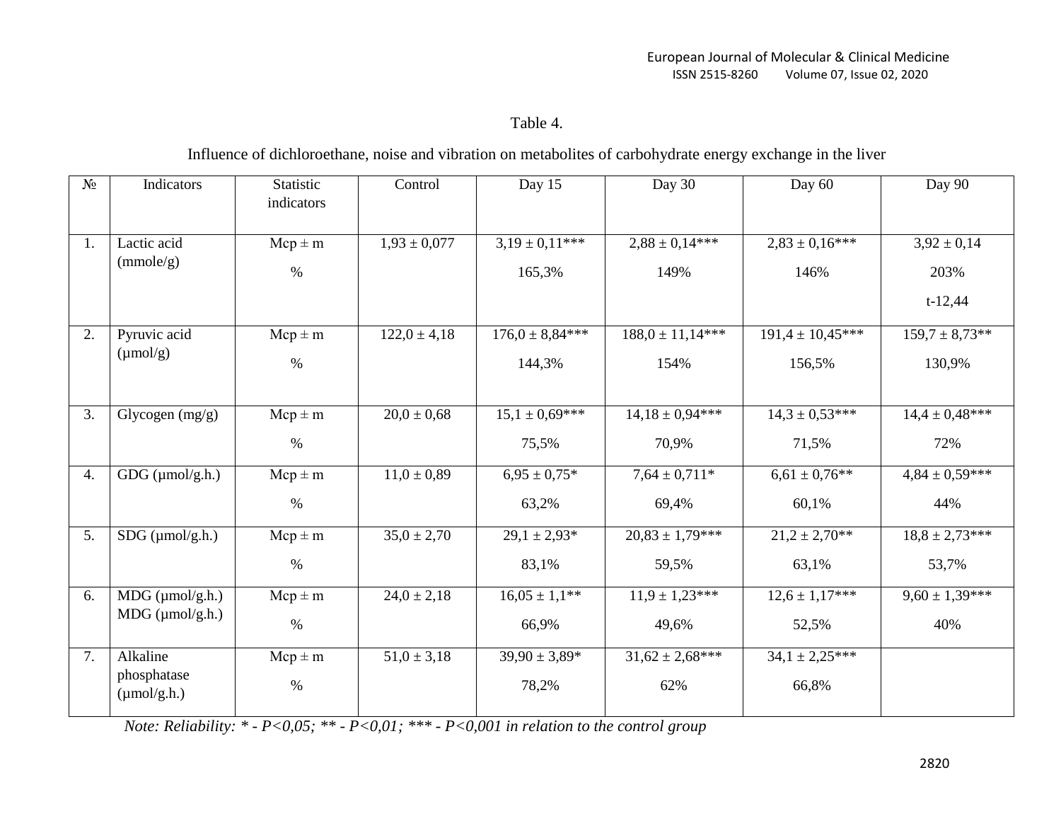Table 4.

Influence of dichloroethane, noise and vibration on metabolites of carbohydrate energy exchange in the liver

| № | Indicators | Statistic indicators | Control | Day 15 | Day 30 | Day 60 | Day 90 |
|---|---|---|---|---|---|---|---|
| 1. | Lactic acid (mmole/g) | Mcp ± m<br>% | 1,93 ± 0,077 | 3,19 ± 0,11***<br>165,3% | 2,88 ± 0,14***<br>149% | 2,83 ± 0,16***<br>146% | 3,92 ± 0,14<br>203%<br>t-12,44 |
| 2. | Pyruvic acid (μmol/g) | Mcp ± m<br>% | 122,0 ± 4,18 | 176,0 ± 8,84***<br>144,3% | 188,0 ± 11,14***<br>154% | 191,4 ± 10,45***<br>156,5% | 159,7 ± 8,73**<br>130,9% |
| 3. | Glycogen (mg/g) | Mcp ± m<br>% | 20,0 ± 0,68 | 15,1 ± 0,69***<br>75,5% | 14,18 ± 0,94***<br>70,9% | 14,3 ± 0,53***<br>71,5% | 14,4 ± 0,48***<br>72% |
| 4. | GDG (μmol/g.h.) | Mcp ± m<br>% | 11,0 ± 0,89 | 6,95 ± 0,75*<br>63,2% | 7,64 ± 0,711*<br>69,4% | 6,61 ± 0,76**<br>60,1% | 4,84 ± 0,59***<br>44% |
| 5. | SDG (μmol/g.h.) | Mcp ± m<br>% | 35,0 ± 2,70 | 29,1 ± 2,93*<br>83,1% | 20,83 ± 1,79***<br>59,5% | 21,2 ± 2,70**<br>63,1% | 18,8 ± 2,73***<br>53,7% |
| 6. | MDG (μmol/g.h.) MDG (μmol/g.h.) | Mcp ± m<br>% | 24,0 ± 2,18 | 16,05 ± 1,1**<br>66,9% | 11,9 ± 1,23***<br>49,6% | 12,6 ± 1,17***<br>52,5% | 9,60 ± 1,39***<br>40% |
| 7. | Alkaline phosphatase (μmol/g.h.) | Mcp ± m<br>% | 51,0 ± 3,18 | 39,90 ± 3,89*<br>78,2% | 31,62 ± 2,68***<br>62% | 34,1 ± 2,25***<br>66,8% | |

*Note: Reliability: * - P<0,05; ** - P<0,01; *** - P<0,001 in relation to the control group*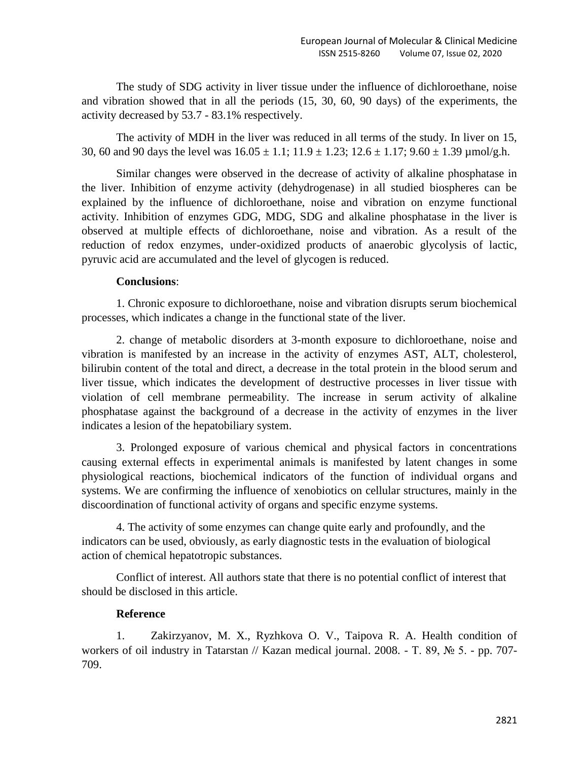The study of SDG activity in liver tissue under the influence of dichloroethane, noise and vibration showed that in all the periods (15, 30, 60, 90 days) of the experiments, the activity decreased by 53.7 - 83.1% respectively.

The activity of MDH in the liver was reduced in all terms of the study. In liver on 15, 30, 60 and 90 days the level was $16.05 \pm 1.1$; $11.9 \pm 1.23$; $12.6 \pm 1.17$; $9.60 \pm 1.39$ µmol/g.h.

Similar changes were observed in the decrease of activity of alkaline phosphatase in the liver. Inhibition of enzyme activity (dehydrogenase) in all studied biospheres can be explained by the influence of dichloroethane, noise and vibration on enzyme functional activity. Inhibition of enzymes GDG, MDG, SDG and alkaline phosphatase in the liver is observed at multiple effects of dichloroethane, noise and vibration. As a result of the reduction of redox enzymes, under-oxidized products of anaerobic glycolysis of lactic, pyruvic acid are accumulated and the level of glycogen is reduced.

**Conclusions**:

1. Chronic exposure to dichloroethane, noise and vibration disrupts serum biochemical processes, which indicates a change in the functional state of the liver.

2. change of metabolic disorders at 3-month exposure to dichloroethane, noise and vibration is manifested by an increase in the activity of enzymes AST, ALT, cholesterol, bilirubin content of the total and direct, a decrease in the total protein in the blood serum and liver tissue, which indicates the development of destructive processes in liver tissue with violation of cell membrane permeability. The increase in serum activity of alkaline phosphatase against the background of a decrease in the activity of enzymes in the liver indicates a lesion of the hepatobiliary system.

3. Prolonged exposure of various chemical and physical factors in concentrations causing external effects in experimental animals is manifested by latent changes in some physiological reactions, biochemical indicators of the function of individual organs and systems. We are confirming the influence of xenobiotics on cellular structures, mainly in the discoordination of functional activity of organs and specific enzyme systems.

4. The activity of some enzymes can change quite early and profoundly, and the indicators can be used, obviously, as early diagnostic tests in the evaluation of biological action of chemical hepatotropic substances.

Conflict of interest. All authors state that there is no potential conflict of interest that should be disclosed in this article.

**Reference**

1. Zakirzyanov, M. X., Ryzhkova O. V., Taipova R. A. Health condition of workers of oil industry in Tatarstan // Kazan medical journal. 2008. - T. 89, № 5. - pp. 707-709.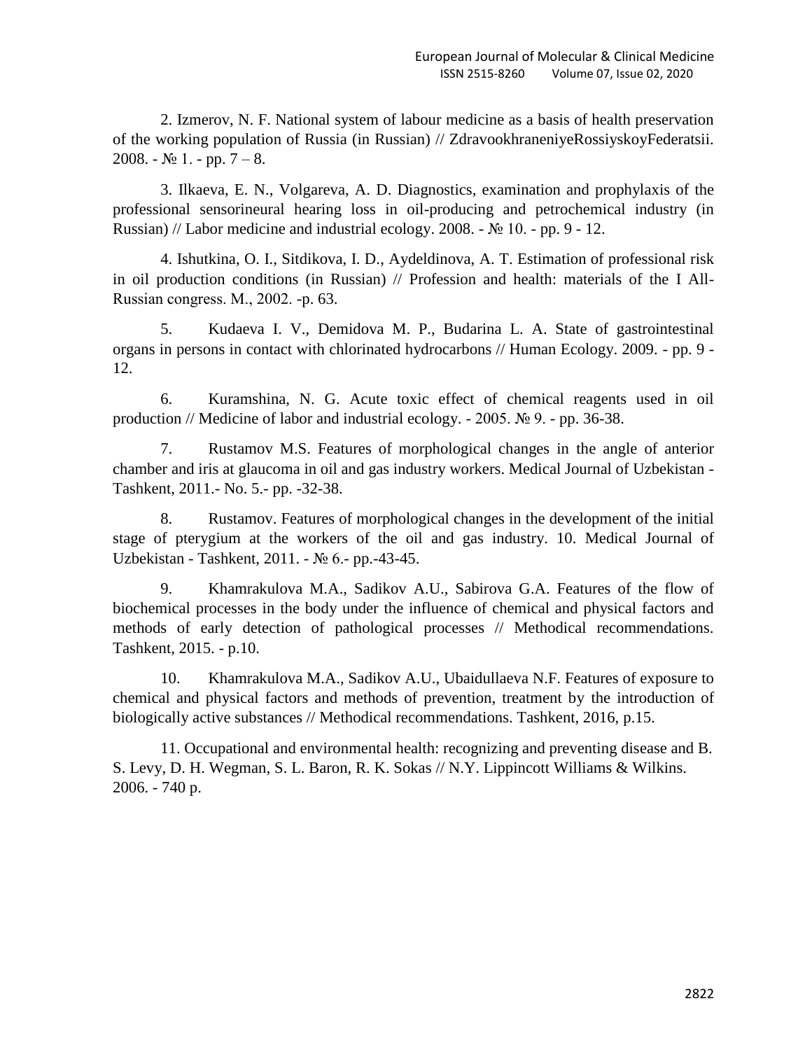2. Izmerov, N. F. National system of labour medicine as a basis of health preservation of the working population of Russia (in Russian) // ZdravookhraneniyeRossiyskoyFederatsii. 2008. - № 1. - pp. 7 – 8.

3. Ilkaeva, E. N., Volgareva, A. D. Diagnostics, examination and prophylaxis of the professional sensorineural hearing loss in oil-producing and petrochemical industry (in Russian) // Labor medicine and industrial ecology. 2008. - № 10. - pp. 9 - 12.

4. Ishutkina, O. I., Sitdikova, I. D., Aydeldinova, A. T. Estimation of professional risk in oil production conditions (in Russian) // Profession and health: materials of the I All-Russian congress. M., 2002. -p. 63.

5. Kudaeva I. V., Demidova M. P., Budarina L. A. State of gastrointestinal organs in persons in contact with chlorinated hydrocarbons // Human Ecology. 2009. - pp. 9 - 12.

6. Kuramshina, N. G. Acute toxic effect of chemical reagents used in oil production // Medicine of labor and industrial ecology. - 2005. № 9. - pp. 36-38.

7. Rustamov M.S. Features of morphological changes in the angle of anterior chamber and iris at glaucoma in oil and gas industry workers. Medical Journal of Uzbekistan - Tashkent, 2011.- No. 5.- pp. -32-38.

8. Rustamov. Features of morphological changes in the development of the initial stage of pterygium at the workers of the oil and gas industry. 10. Medical Journal of Uzbekistan - Tashkent, 2011. - № 6.- pp.-43-45.

9. Khamrakulova M.A., Sadikov A.U., Sabirova G.A. Features of the flow of biochemical processes in the body under the influence of chemical and physical factors and methods of early detection of pathological processes // Methodical recommendations. Tashkent, 2015. - p.10.

10. Khamrakulova M.A., Sadikov A.U., Ubaidullaeva N.F. Features of exposure to chemical and physical factors and methods of prevention, treatment by the introduction of biologically active substances // Methodical recommendations. Tashkent, 2016, p.15.

11. Occupational and environmental health: recognizing and preventing disease and B. S. Levy, D. H. Wegman, S. L. Baron, R. K. Sokas // N.Y. Lippincott Williams & Wilkins. 2006. - 740 p.